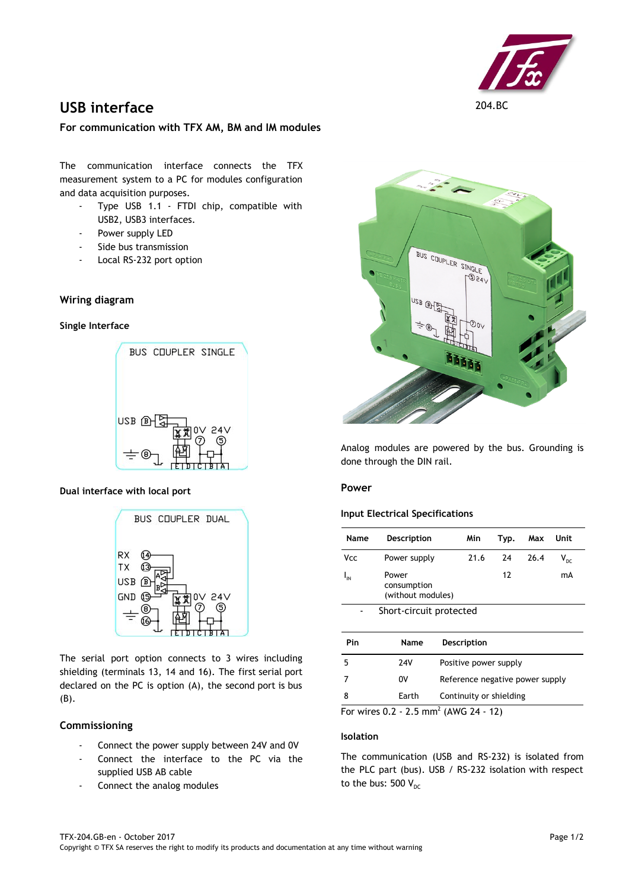204.BC

# USB interface

**For communication with TFX AM, BM and IM modules**

The communication interface connects the TFX measurement system to a PC for modules configuration and data acquisition purposes.

- Type USB 1.1 - FTDI chip, compatible with USB2, USB3 interfaces.
- Power supply LED
- Side bus transmission
- Local RS-232 port option

## Wiring diagram

### Single Interface

BUS COUPLER SINGLE

USB (B) — 0V 24V (7) (5) — (8) — E D C B A

### Dual interface with local port

BUS COUPLER DUAL

RX (14), TX (13), USB (B), GND (15) — 0V 24V (7) (5) — (8) (16) — E D C B A

The serial port option connects to 3 wires including shielding (terminals 13, 14 and 16). The first serial port declared on the PC is option (A), the second port is bus (B).

## Commissioning

- Connect the power supply between 24V and 0V
- Connect the interface to the PC via the supplied USB AB cable
- Connect the analog modules

Analog modules are powered by the bus. Grounding is done through the DIN rail.

## Power

### Input Electrical Specifications

| Name | Description | Min | Typ. | Max | Unit |
|---|---|---|---|---|---|
| Vcc | Power supply | 21.6 | 24 | 26.4 | $V_{DC}$ |
| $I_{IN}$ | Power consumption (without modules) | | 12 | | mA |

- Short-circuit protected

| Pin | Name | Description |
|---|---|---|
| 5 | 24V | Positive power supply |
| 7 | 0V | Reference negative power supply |
| 8 | Earth | Continuity or shielding |

For wires 0.2 - 2.5 mm$^2$ (AWG 24 - 12)

### Isolation

The communication (USB and RS-232) is isolated from the PLC part (bus). USB / RS-232 isolation with respect to the bus: 500 $V_{DC}$

TFX-204.GB-en - October 2017

Copyright © TFX SA reserves the right to modify its products and documentation at any time without warning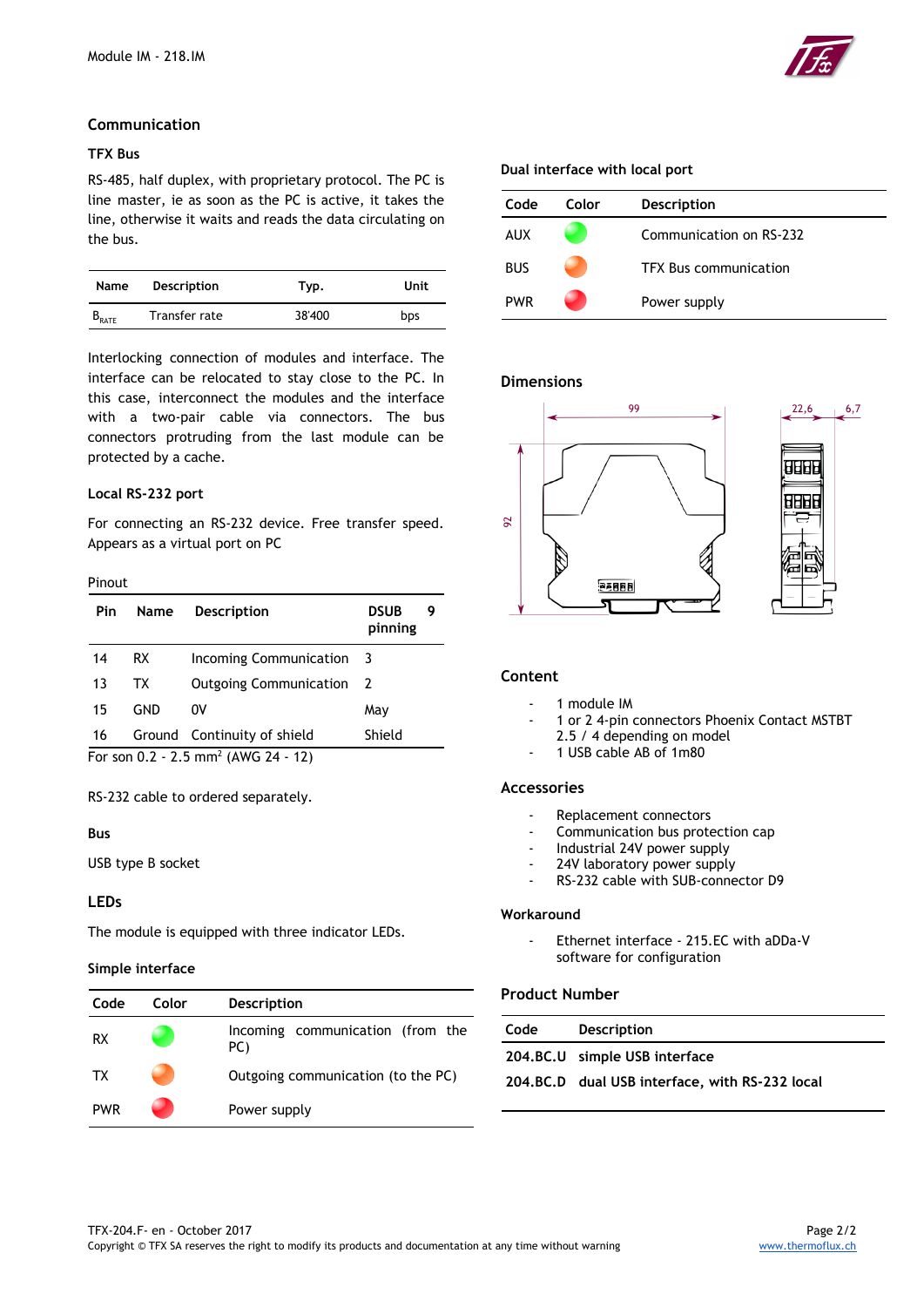## Communication

### TFX Bus

RS-485, half duplex, with proprietary protocol. The PC is line master, ie as soon as the PC is active, it takes the line, otherwise it waits and reads the data circulating on the bus.

| Name | Description | Typ. | Unit |
|---|---|---|---|
| $B_{RATE}$ | Transfer rate | 38'400 | bps |

Interlocking connection of modules and interface. The interface can be relocated to stay close to the PC. In this case, interconnect the modules and the interface with a two-pair cable via connectors. The bus connectors protruding from the last module can be protected by a cache.

### Local RS-232 port

For connecting an RS-232 device. Free transfer speed. Appears as a virtual port on PC

Pinout

| Pin | Name | Description | DSUB 9 pinning |
|---|---|---|---|
| 14 | RX | Incoming Communication | 3 |
| 13 | TX | Outgoing Communication | 2 |
| 15 | GND | 0V | May |
| 16 | Ground | Continuity of shield | Shield |

For son 0.2 - 2.5 mm² (AWG 24 - 12)

RS-232 cable to ordered separately.

### Bus

USB type B socket

## LEDs

The module is equipped with three indicator LEDs.

### Simple interface

| Code | Color | Description |
|---|---|---|
| RX | green | Incoming communication (from the PC) |
| TX | orange | Outgoing communication (to the PC) |
| PWR | red | Power supply |

### Dual interface with local port

| Code | Color | Description |
|---|---|---|
| AUX | green | Communication on RS-232 |
| BUS | orange | TFX Bus communication |
| PWR | red | Power supply |

## Dimensions

99

92

22,6

6,7

## Content

- 1 module IM
- 1 or 2 4-pin connectors Phoenix Contact MSTBT 2.5 / 4 depending on model
- 1 USB cable AB of 1m80

## Accessories

- Replacement connectors
- Communication bus protection cap
- Industrial 24V power supply
- 24V laboratory power supply
- RS-232 cable with SUB-connector D9

### Workaround

- Ethernet interface - 215.EC with aDDa-V software for configuration

## Product Number

| Code | Description |
|---|---|
| **204.BC.U** | **simple USB interface** |
| **204.BC.D** | **dual USB interface, with RS-232 local** |